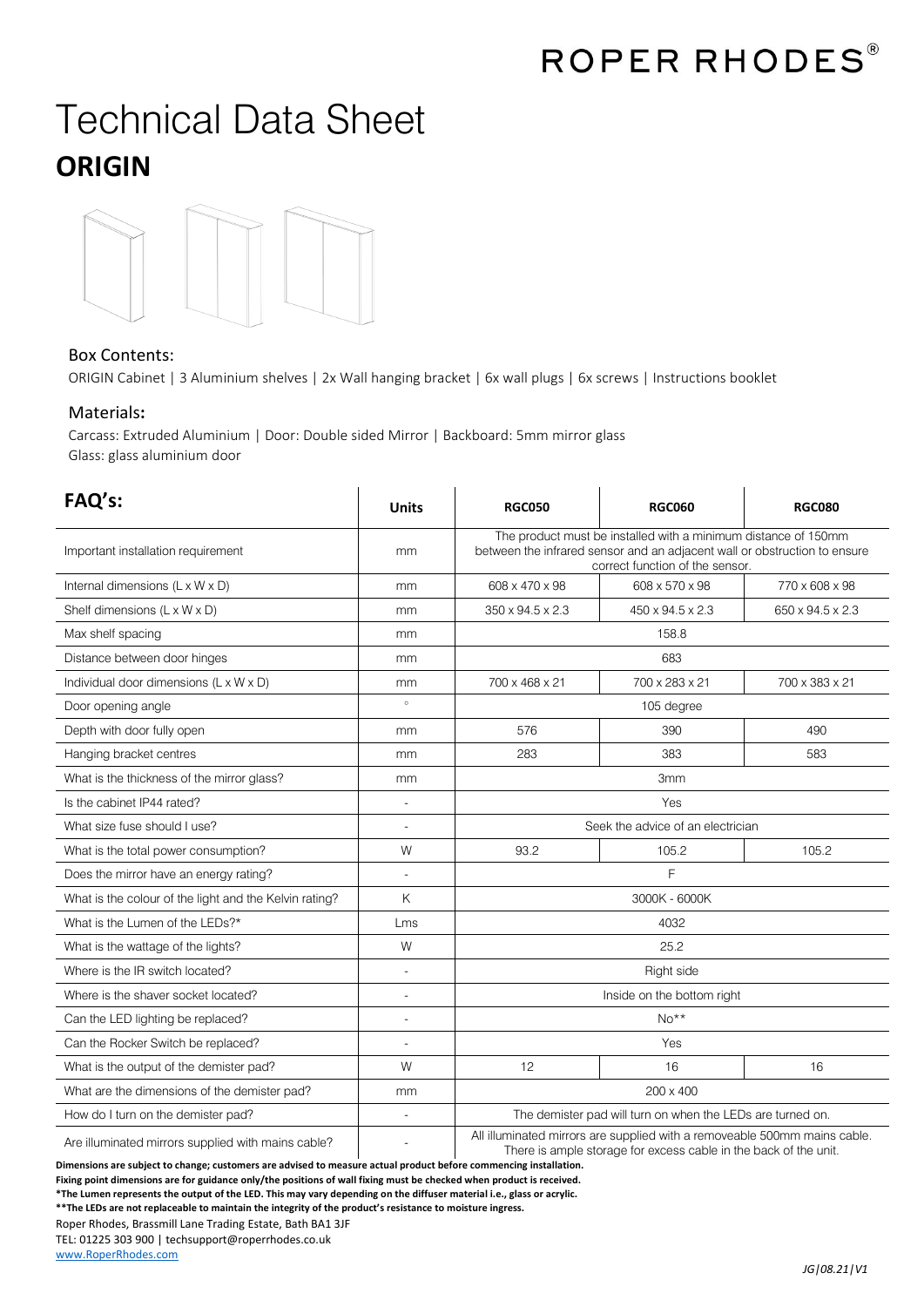ROPER RHODES®

# Technical Data Sheet

## ORIGIN

### Box Contents:

ORIGIN Cabinet | 3 Aluminium shelves | 2x Wall hanging bracket | 6x wall plugs | 6x screws | Instructions booklet

### Materials:

Carcass: Extruded Aluminium | Door: Double sided Mirror | Backboard: 5mm mirror glass
Glass: glass aluminium door

| FAQ's: | Units | RGC050 | RGC060 | RGC080 |
|---|---|---|---|---|
| Important installation requirement | mm | The product must be installed with a minimum distance of 150mm between the infrared sensor and an adjacent wall or obstruction to ensure correct function of the sensor. | | |
| Internal dimensions (L x W x D) | mm | 608 x 470 x 98 | 608 x 570 x 98 | 770 x 608 x 98 |
| Shelf dimensions (L x W x D) | mm | 350 x 94.5 x 2.3 | 450 x 94.5 x 2.3 | 650 x 94.5 x 2.3 |
| Max shelf spacing | mm | 158.8 | | |
| Distance between door hinges | mm | 683 | | |
| Individual door dimensions (L x W x D) | mm | 700 x 468 x 21 | 700 x 283 x 21 | 700 x 383 x 21 |
| Door opening angle | ° | 105 degree | | |
| Depth with door fully open | mm | 576 | 390 | 490 |
| Hanging bracket centres | mm | 283 | 383 | 583 |
| What is the thickness of the mirror glass? | mm | 3mm | | |
| Is the cabinet IP44 rated? | - | Yes | | |
| What size fuse should I use? | - | Seek the advice of an electrician | | |
| What is the total power consumption? | W | 93.2 | 105.2 | 105.2 |
| Does the mirror have an energy rating? | - | F | | |
| What is the colour of the light and the Kelvin rating? | K | 3000K - 6000K | | |
| What is the Lumen of the LEDs?* | Lms | 4032 | | |
| What is the wattage of the lights? | W | 25.2 | | |
| Where is the IR switch located? | - | Right side | | |
| Where is the shaver socket located? | - | Inside on the bottom right | | |
| Can the LED lighting be replaced? | - | No** | | |
| Can the Rocker Switch be replaced? | - | Yes | | |
| What is the output of the demister pad? | W | 12 | 16 | 16 |
| What are the dimensions of the demister pad? | mm | 200 x 400 | | |
| How do I turn on the demister pad? | - | The demister pad will turn on when the LEDs are turned on. | | |
| Are illuminated mirrors supplied with mains cable? | - | All illuminated mirrors are supplied with a removeable 500mm mains cable. There is ample storage for excess cable in the back of the unit. | | |

**Dimensions are subject to change; customers are advised to measure actual product before commencing installation.**
**Fixing point dimensions are for guidance only/the positions of wall fixing must be checked when product is received.**
***The Lumen represents the output of the LED. This may vary depending on the diffuser material i.e., glass or acrylic.**
****The LEDs are not replaceable to maintain the integrity of the product's resistance to moisture ingress.**

Roper Rhodes, Brassmill Lane Trading Estate, Bath BA1 3JF
TEL: 01225 303 900 | techsupport@roperrhodes.co.uk
www.RoperRhodes.com

*JG|08.21|V1*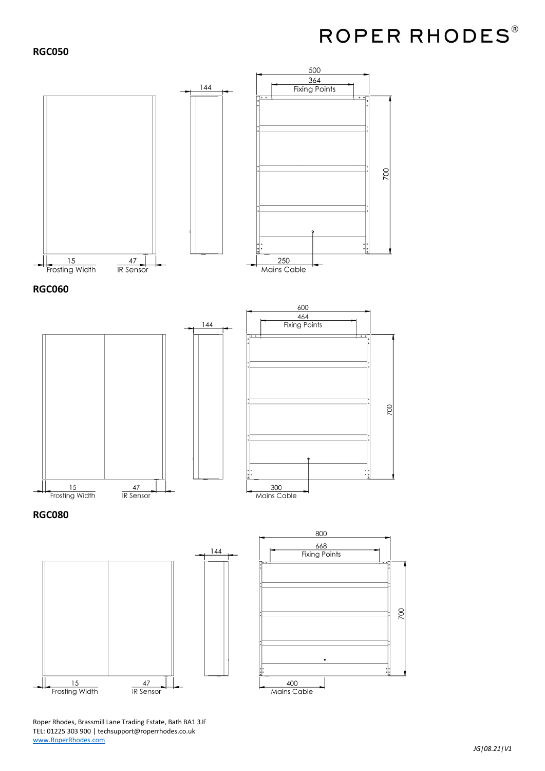ROPER RHODES®

## RGC050

144

500

364

Fixing Points

700

15

Frosting Width

47

IR Sensor

250

Mains Cable

## RGC060

144

600

464

Fixing Points

700

15

Frosting Width

47

IR Sensor

300

Mains Cable

## RGC080

144

800

668

Fixing Points

700

15

Frosting Width

47

IR Sensor

400

Mains Cable

Roper Rhodes, Brassmill Lane Trading Estate, Bath BA1 3JF
TEL: 01225 303 900 | techsupport@roperrhodes.co.uk
www.RoperRhodes.com

*JG|08.21|V1*